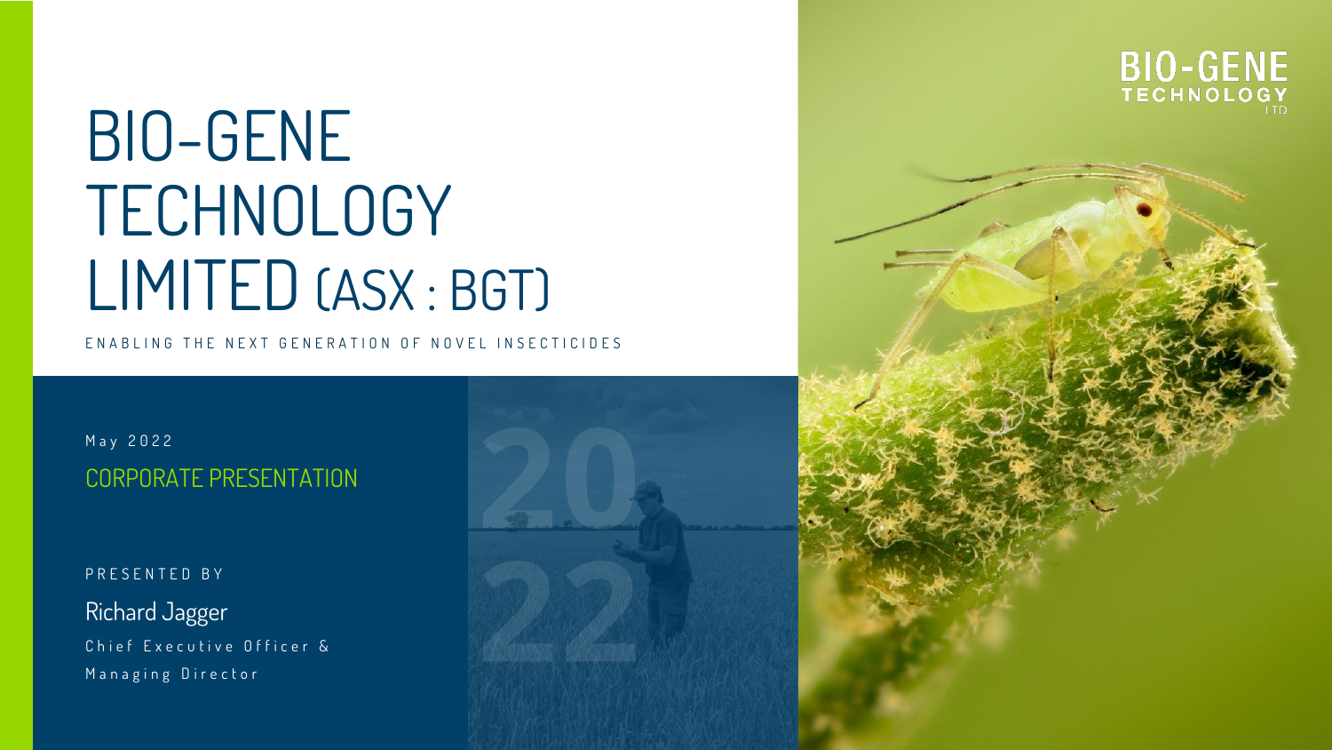# BIO-GENE TECHNOLOGY LIMITED (ASX : BGT)

ENABLING THE NEXT GENERATION OF NOVEL INSECTICIDES

May 2022

## CORPORATE PRESENTATION

PRESENTED BY

Richard Jagger

Chief Executive Officer & Managing Director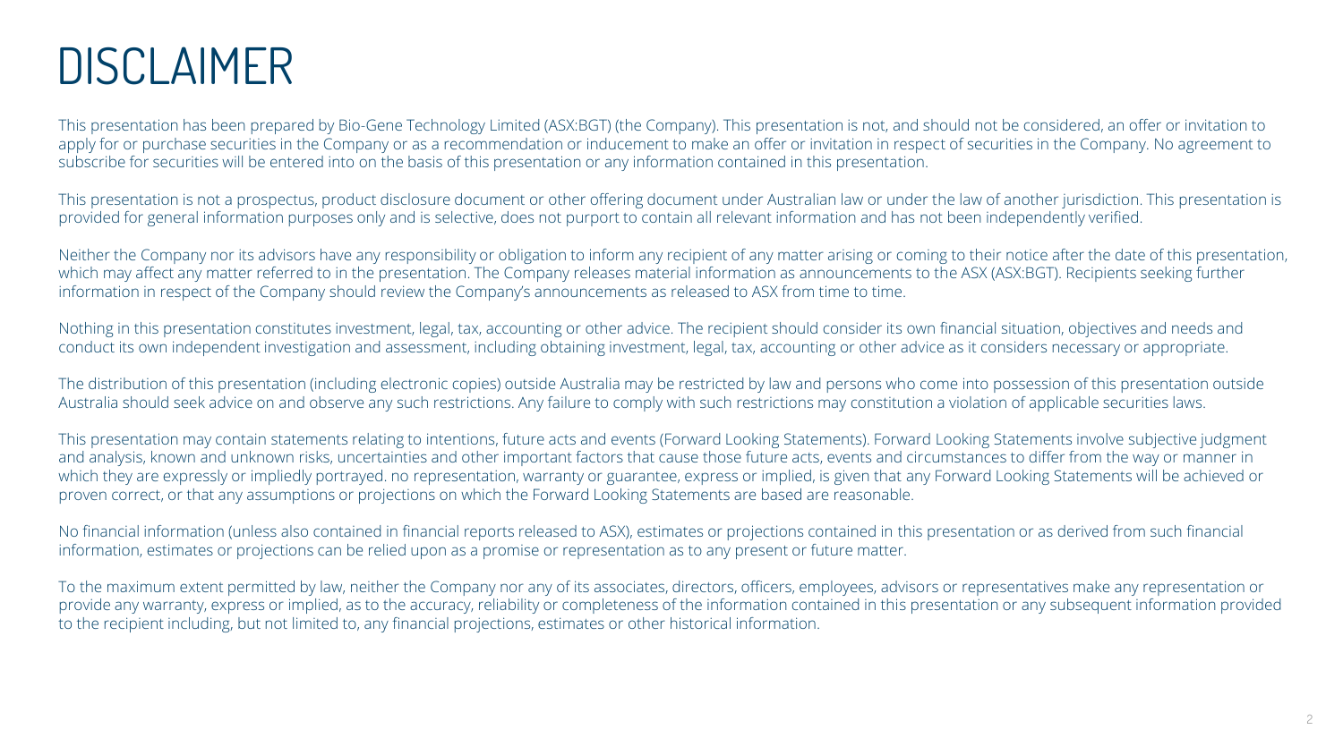# DISCLAIMER

This presentation has been prepared by Bio-Gene Technology Limited (ASX:BGT) (the Company). This presentation is not, and should not be considered, an offer or invitation to apply for or purchase securities in the Company or as a recommendation or inducement to make an offer or invitation in respect of securities in the Company. No agreement to subscribe for securities will be entered into on the basis of this presentation or any information contained in this presentation.

This presentation is not a prospectus, product disclosure document or other offering document under Australian law or under the law of another jurisdiction. This presentation is provided for general information purposes only and is selective, does not purport to contain all relevant information and has not been independently verified.

Neither the Company nor its advisors have any responsibility or obligation to inform any recipient of any matter arising or coming to their notice after the date of this presentation, which may affect any matter referred to in the presentation. The Company releases material information as announcements to the ASX (ASX:BGT). Recipients seeking further information in respect of the Company should review the Company's announcements as released to ASX from time to time.

Nothing in this presentation constitutes investment, legal, tax, accounting or other advice. The recipient should consider its own financial situation, objectives and needs and conduct its own independent investigation and assessment, including obtaining investment, legal, tax, accounting or other advice as it considers necessary or appropriate.

The distribution of this presentation (including electronic copies) outside Australia may be restricted by law and persons who come into possession of this presentation outside Australia should seek advice on and observe any such restrictions. Any failure to comply with such restrictions may constitution a violation of applicable securities laws.

This presentation may contain statements relating to intentions, future acts and events (Forward Looking Statements). Forward Looking Statements involve subjective judgment and analysis, known and unknown risks, uncertainties and other important factors that cause those future acts, events and circumstances to differ from the way or manner in which they are expressly or impliedly portrayed. no representation, warranty or guarantee, express or implied, is given that any Forward Looking Statements will be achieved or proven correct, or that any assumptions or projections on which the Forward Looking Statements are based are reasonable.

No financial information (unless also contained in financial reports released to ASX), estimates or projections contained in this presentation or as derived from such financial information, estimates or projections can be relied upon as a promise or representation as to any present or future matter.

To the maximum extent permitted by law, neither the Company nor any of its associates, directors, officers, employees, advisors or representatives make any representation or provide any warranty, express or implied, as to the accuracy, reliability or completeness of the information contained in this presentation or any subsequent information provided to the recipient including, but not limited to, any financial projections, estimates or other historical information.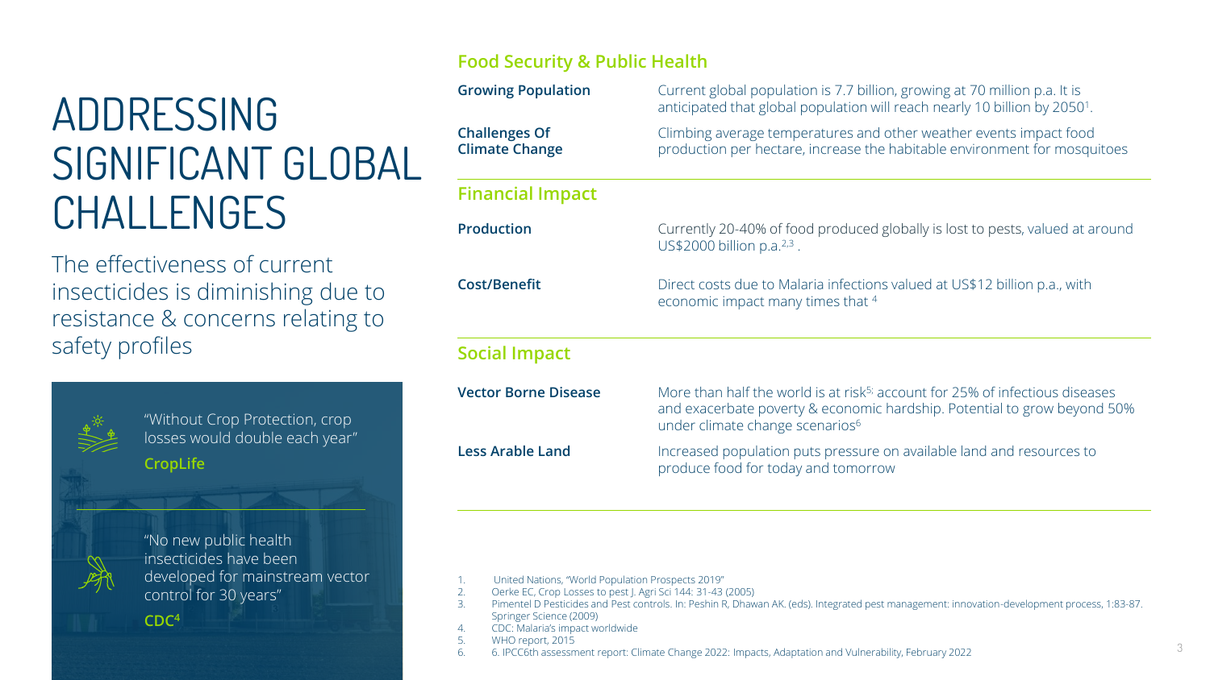# ADDRESSING SIGNIFICANT GLOBAL CHALLENGES

The effectiveness of current insecticides is diminishing due to resistance & concerns relating to safety profiles

"Without Crop Protection, crop losses would double each year"

**CropLife**

"No new public health insecticides have been developed for mainstream vector control for 30 years"

**CDC[4]**

## Food Security & Public Health

| | |
|---|---|
| **Growing Population** | Current global population is 7.7 billion, growing at 70 million p.a. It is anticipated that global population will reach nearly 10 billion by 2050[1]. |
| **Challenges Of Climate Change** | Climbing average temperatures and other weather events impact food production per hectare, increase the habitable environment for mosquitoes |

## Financial Impact

| | |
|---|---|
| **Production** | Currently 20-40% of food produced globally is lost to pests, valued at around US$2000 billion p.a.[2,3] . |
| **Cost/Benefit** | Direct costs due to Malaria infections valued at US$12 billion p.a., with economic impact many times that [4] |

## Social Impact

| | |
|---|---|
| **Vector Borne Disease** | More than half the world is at risk[5]; account for 25% of infectious diseases and exacerbate poverty & economic hardship. Potential to grow beyond 50% under climate change scenarios[6] |
| **Less Arable Land** | Increased population puts pressure on available land and resources to produce food for today and tomorrow |

1. United Nations, "World Population Prospects 2019"
2. Oerke EC, Crop Losses to pest J. Agri Sci 144: 31-43 (2005)
3. Pimentel D Pesticides and Pest controls. In: Peshin R, Dhawan AK. (eds). Integrated pest management: innovation-development process, 1:83-87. Springer Science (2009)
4. CDC: Malaria's impact worldwide
5. WHO report, 2015
6. 6. IPCC6th assessment report: Climate Change 2022: Impacts, Adaptation and Vulnerability, February 2022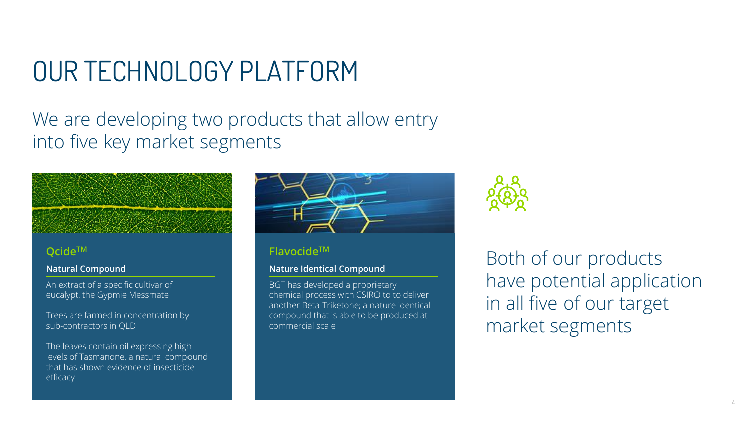# OUR TECHNOLOGY PLATFORM

## We are developing two products that allow entry into five key market segments

### Qcide™

**Natural Compound**

An extract of a specific cultivar of eucalypt, the Gypmie Messmate

Trees are farmed in concentration by sub-contractors in QLD

The leaves contain oil expressing high levels of Tasmanone, a natural compound that has shown evidence of insecticide efficacy

### Flavocide™

**Nature Identical Compound**

BGT has developed a proprietary chemical process with CSIRO to to deliver another Beta-Triketone; a nature identical compound that is able to be produced at commercial scale

Both of our products have potential application in all five of our target market segments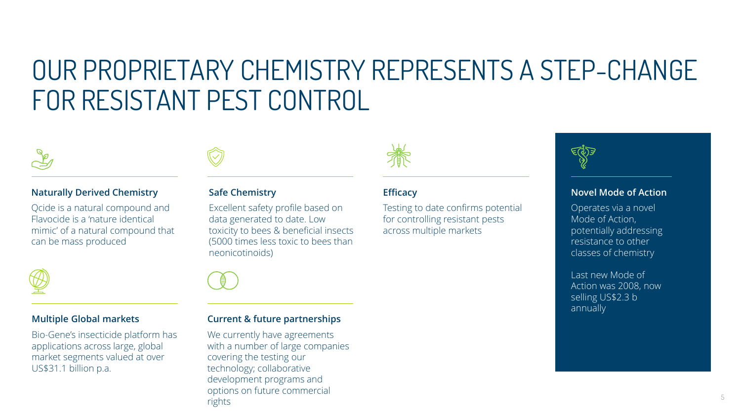# OUR PROPRIETARY CHEMISTRY REPRESENTS A STEP-CHANGE FOR RESISTANT PEST CONTROL

### Naturally Derived Chemistry

Qcide is a natural compound and Flavocide is a 'nature identical mimic' of a natural compound that can be mass produced

### Safe Chemistry

Excellent safety profile based on data generated to date. Low toxicity to bees & beneficial insects (5000 times less toxic to bees than neonicotinoids)

### Efficacy

Testing to date confirms potential for controlling resistant pests across multiple markets

### Novel Mode of Action

Operates via a novel Mode of Action, potentially addressing resistance to other classes of chemistry

Last new Mode of Action was 2008, now selling US$2.3 b annually

### Multiple Global markets

Bio-Gene's insecticide platform has applications across large, global market segments valued at over US$31.1 billion p.a.

### Current & future partnerships

We currently have agreements with a number of large companies covering the testing our technology; collaborative development programs and options on future commercial rights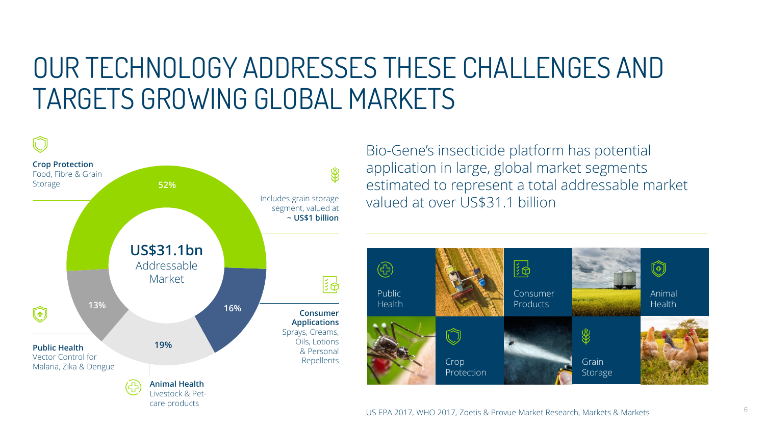# OUR TECHNOLOGY ADDRESSES THESE CHALLENGES AND TARGETS GROWING GLOBAL MARKETS

**Crop Protection**
Food, Fibre & Grain Storage

52%

Includes grain storage segment, valued at **~ US$1 billion**

**US$31.1bn**
Addressable Market

16%

**Consumer Applications**
Sprays, Creams, Oils, Lotions & Personal Repellents

19%

**Animal Health**
Livestock & Pet-care products

13%

**Public Health**
Vector Control for Malaria, Zika & Dengue

Bio-Gene's insecticide platform has potential application in large, global market segments estimated to represent a total addressable market valued at over US$31.1 billion

Public Health

Consumer Products

Animal Health

Crop Protection

Grain Storage

US EPA 2017, WHO 2017, Zoetis & Provue Market Research, Markets & Markets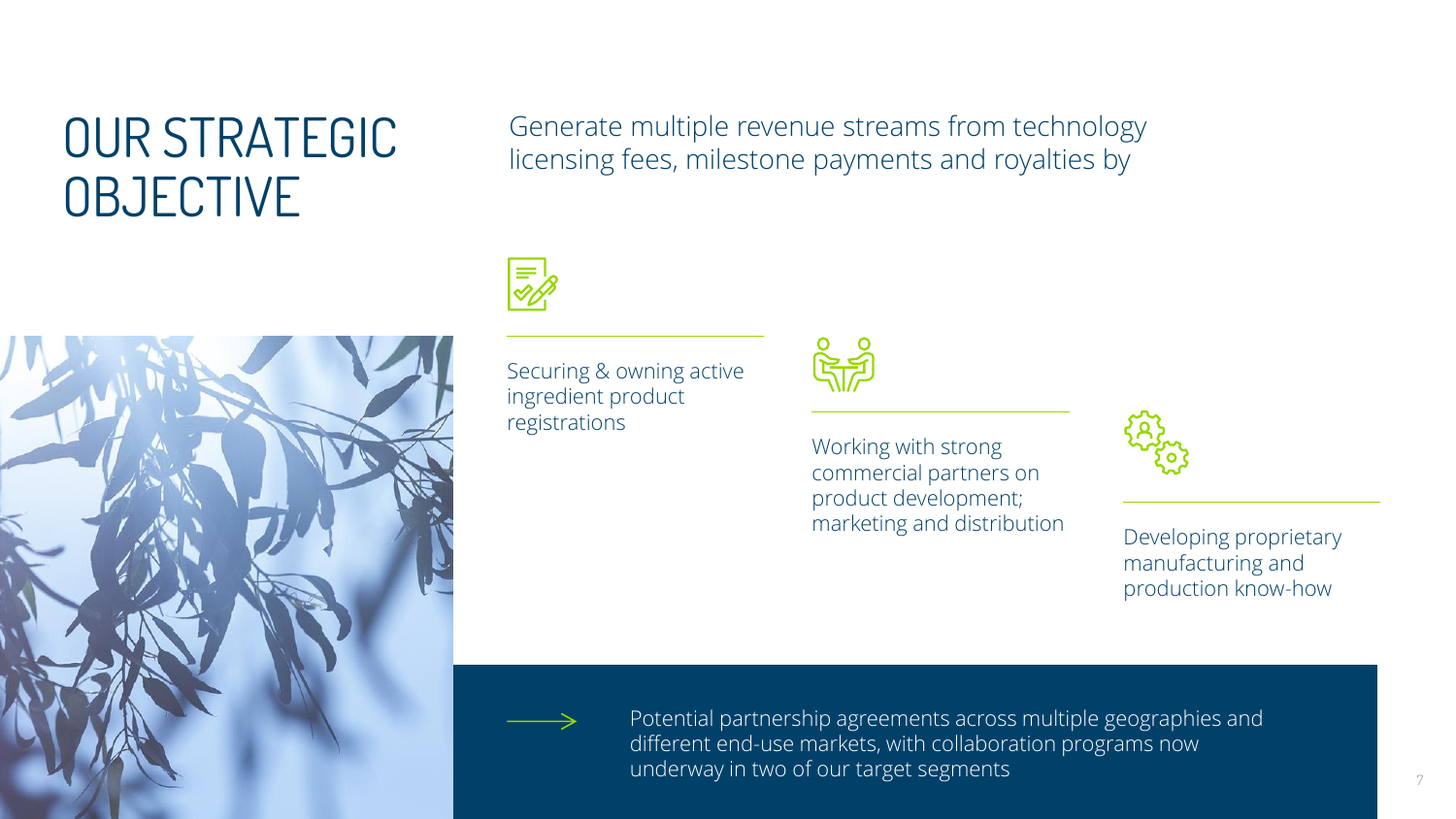# OUR STRATEGIC OBJECTIVE

Generate multiple revenue streams from technology licensing fees, milestone payments and royalties by

- Securing & owning active ingredient product registrations
- Working with strong commercial partners on product development; marketing and distribution
- Developing proprietary manufacturing and production know-how

Potential partnership agreements across multiple geographies and different end-use markets, with collaboration programs now underway in two of our target segments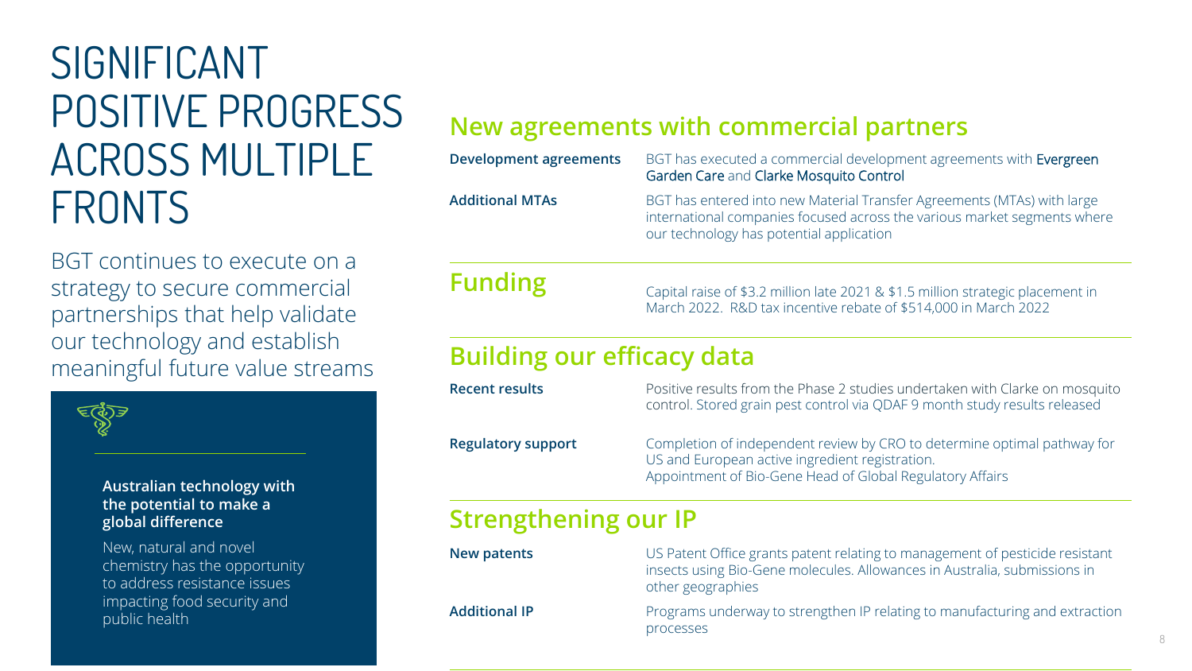# SIGNIFICANT POSITIVE PROGRESS ACROSS MULTIPLE FRONTS

BGT continues to execute on a strategy to secure commercial partnerships that help validate our technology and establish meaningful future value streams

**Australian technology with the potential to make a global difference**

New, natural and novel chemistry has the opportunity to address resistance issues impacting food security and public health

## New agreements with commercial partners

**Development agreements**

BGT has executed a commercial development agreements with Evergreen Garden Care and Clarke Mosquito Control

**Additional MTAs**

BGT has entered into new Material Transfer Agreements (MTAs) with large international companies focused across the various market segments where our technology has potential application

## Funding

Capital raise of $3.2 million late 2021 & $1.5 million strategic placement in March 2022. R&D tax incentive rebate of $514,000 in March 2022

## Building our efficacy data

**Recent results**

Positive results from the Phase 2 studies undertaken with Clarke on mosquito control. Stored grain pest control via QDAF 9 month study results released

**Regulatory support**

Completion of independent review by CRO to determine optimal pathway for US and European active ingredient registration.
Appointment of Bio-Gene Head of Global Regulatory Affairs

## Strengthening our IP

**New patents**

US Patent Office grants patent relating to management of pesticide resistant insects using Bio-Gene molecules. Allowances in Australia, submissions in other geographies

**Additional IP**

Programs underway to strengthen IP relating to manufacturing and extraction processes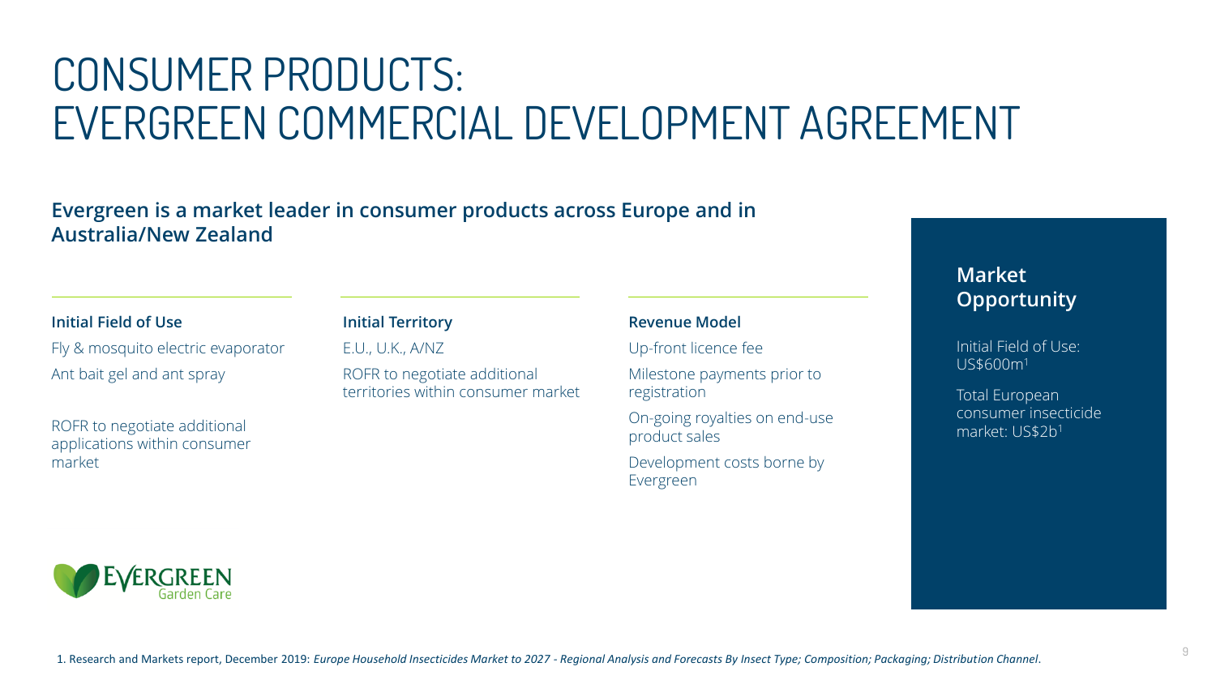# CONSUMER PRODUCTS: EVERGREEN COMMERCIAL DEVELOPMENT AGREEMENT

**Evergreen is a market leader in consumer products across Europe and in Australia/New Zealand**

### Initial Field of Use

Fly & mosquito electric evaporator

Ant bait gel and ant spray

ROFR to negotiate additional applications within consumer market

### Initial Territory

E.U., U.K., A/NZ

ROFR to negotiate additional territories within consumer market

### Revenue Model

Up-front licence fee

Milestone payments prior to registration

On-going royalties on end-use product sales

Development costs borne by Evergreen

### Market Opportunity

Initial Field of Use: US$600m[1]

Total European consumer insecticide market: US$2b[1]

EVERGREEN Garden Care

1. Research and Markets report, December 2019: *Europe Household Insecticides Market to 2027 - Regional Analysis and Forecasts By Insect Type; Composition; Packaging; Distribution Channel*.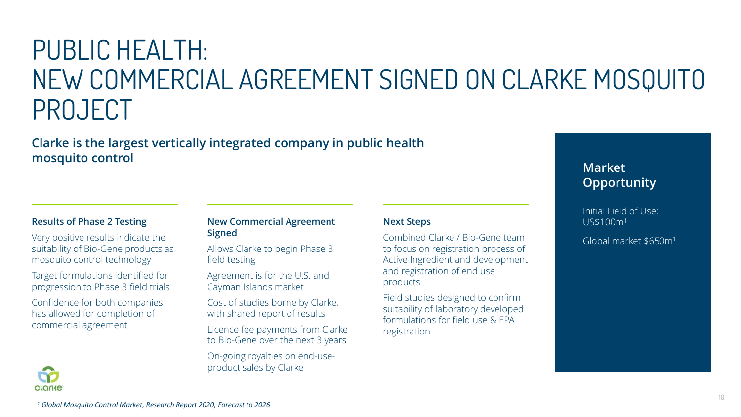# PUBLIC HEALTH: NEW COMMERCIAL AGREEMENT SIGNED ON CLARKE MOSQUITO PROJECT

**Clarke is the largest vertically integrated company in public health mosquito control**

### Results of Phase 2 Testing

Very positive results indicate the suitability of Bio-Gene products as mosquito control technology

Target formulations identified for progression to Phase 3 field trials

Confidence for both companies has allowed for completion of commercial agreement

### New Commercial Agreement Signed

Allows Clarke to begin Phase 3 field testing

Agreement is for the U.S. and Cayman Islands market

Cost of studies borne by Clarke, with shared report of results

Licence fee payments from Clarke to Bio-Gene over the next 3 years

On-going royalties on end-use-product sales by Clarke

### Next Steps

Combined Clarke / Bio-Gene team to focus on registration process of Active Ingredient and development and registration of end use products

Field studies designed to confirm suitability of laboratory developed formulations for field use & EPA registration

### Market Opportunity

Initial Field of Use: US$100m[1]

Global market $650m[1]

clarke

*[1] Global Mosquito Control Market, Research Report 2020, Forecast to 2026*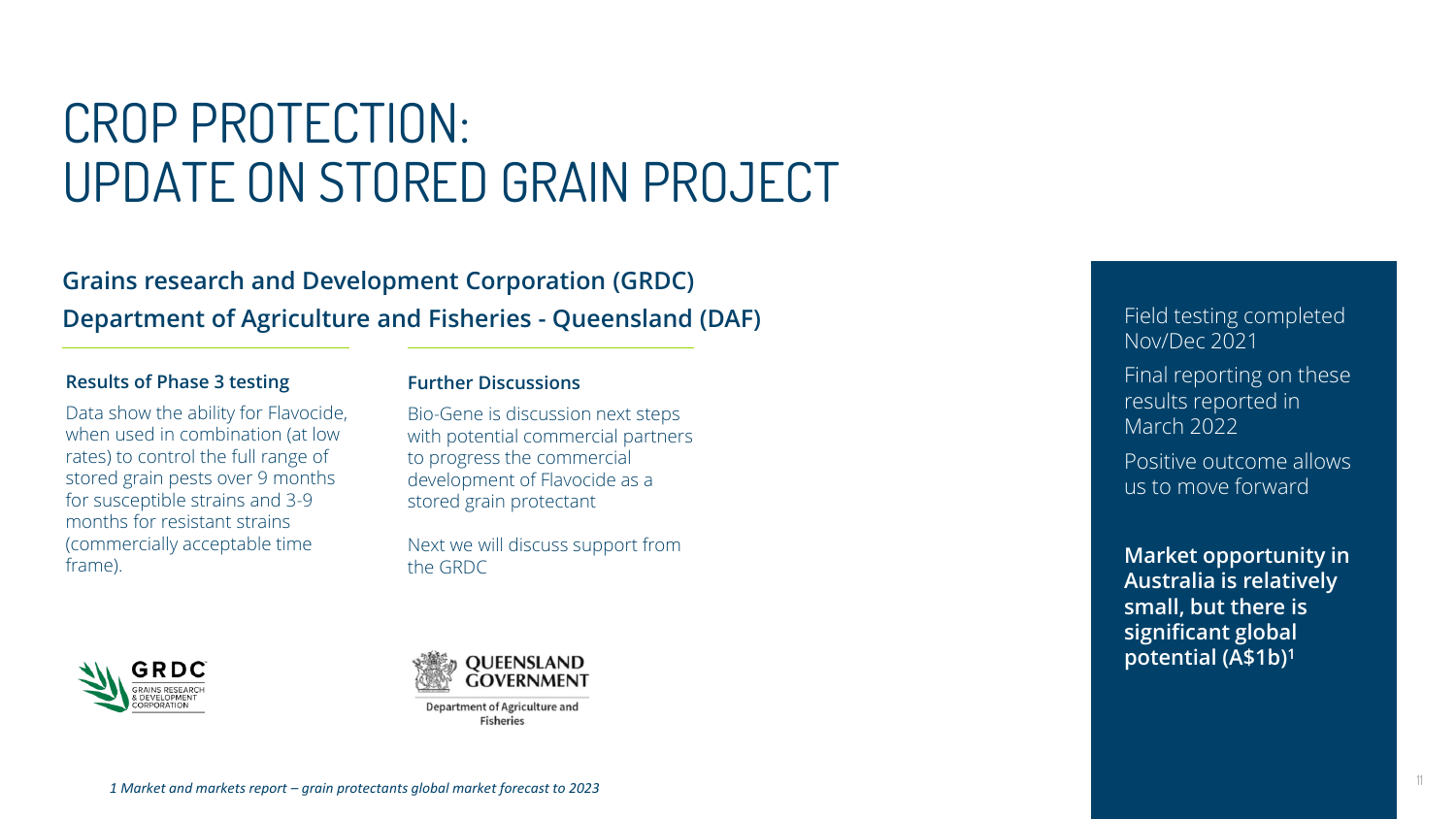# CROP PROTECTION: UPDATE ON STORED GRAIN PROJECT

**Grains research and Development Corporation (GRDC)**

**Department of Agriculture and Fisheries - Queensland (DAF)**

### Results of Phase 3 testing

Data show the ability for Flavocide, when used in combination (at low rates) to control the full range of stored grain pests over 9 months for susceptible strains and 3-9 months for resistant strains (commercially acceptable time frame).

### Further Discussions

Bio-Gene is discussion next steps with potential commercial partners to progress the commercial development of Flavocide as a stored grain protectant

Next we will discuss support from the GRDC

GRDC GRAINS RESEARCH & DEVELOPMENT CORPORATION

QUEENSLAND GOVERNMENT

Department of Agriculture and Fisheries

Field testing completed Nov/Dec 2021

Final reporting on these results reported in March 2022

Positive outcome allows us to move forward

**Market opportunity in Australia is relatively small, but there is significant global potential (A$1b)[1]**

*1 Market and markets report – grain protectants global market forecast to 2023*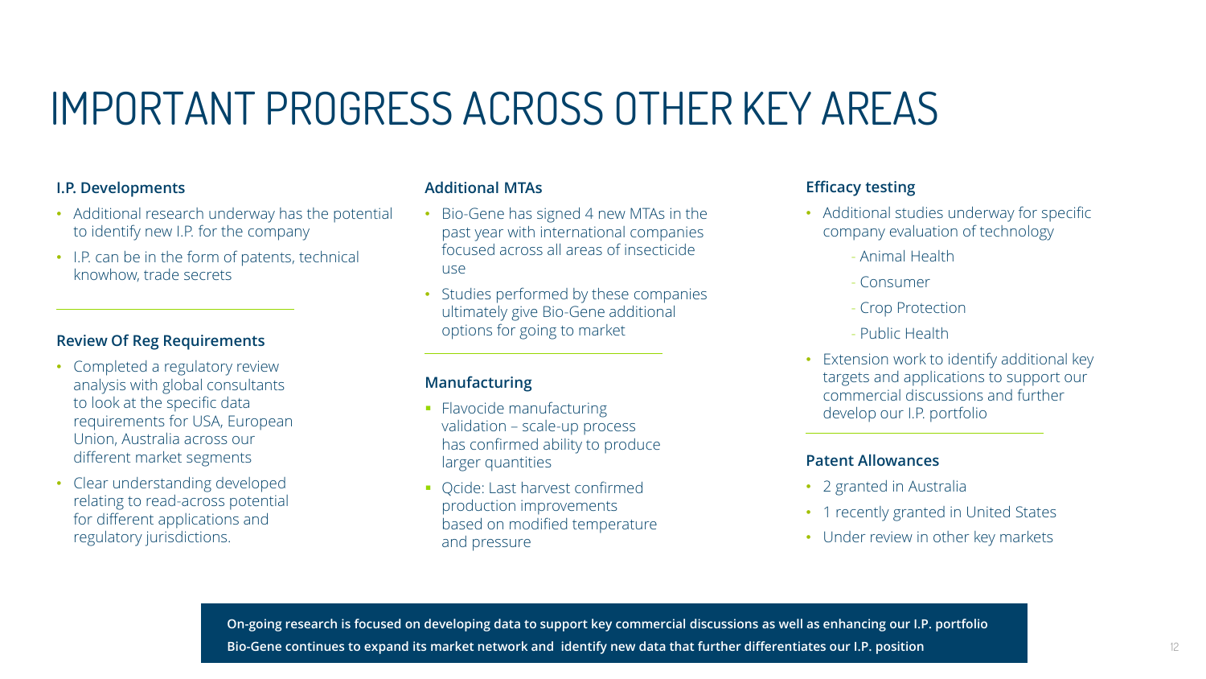# IMPORTANT PROGRESS ACROSS OTHER KEY AREAS

### I.P. Developments

- Additional research underway has the potential to identify new I.P. for the company
- I.P. can be in the form of patents, technical knowhow, trade secrets

### Review Of Reg Requirements

- Completed a regulatory review analysis with global consultants to look at the specific data requirements for USA, European Union, Australia across our different market segments
- Clear understanding developed relating to read-across potential for different applications and regulatory jurisdictions.

### Additional MTAs

- Bio-Gene has signed 4 new MTAs in the past year with international companies focused across all areas of insecticide use
- Studies performed by these companies ultimately give Bio-Gene additional options for going to market

### Manufacturing

- Flavocide manufacturing validation – scale-up process has confirmed ability to produce larger quantities
- Qcide: Last harvest confirmed production improvements based on modified temperature and pressure

### Efficacy testing

- Additional studies underway for specific company evaluation of technology
  - Animal Health
  - Consumer
  - Crop Protection
  - Public Health
- Extension work to identify additional key targets and applications to support our commercial discussions and further develop our I.P. portfolio

### Patent Allowances

- 2 granted in Australia
- 1 recently granted in United States
- Under review in other key markets

**On-going research is focused on developing data to support key commercial discussions as well as enhancing our I.P. portfolio**

**Bio-Gene continues to expand its market network and identify new data that further differentiates our I.P. position**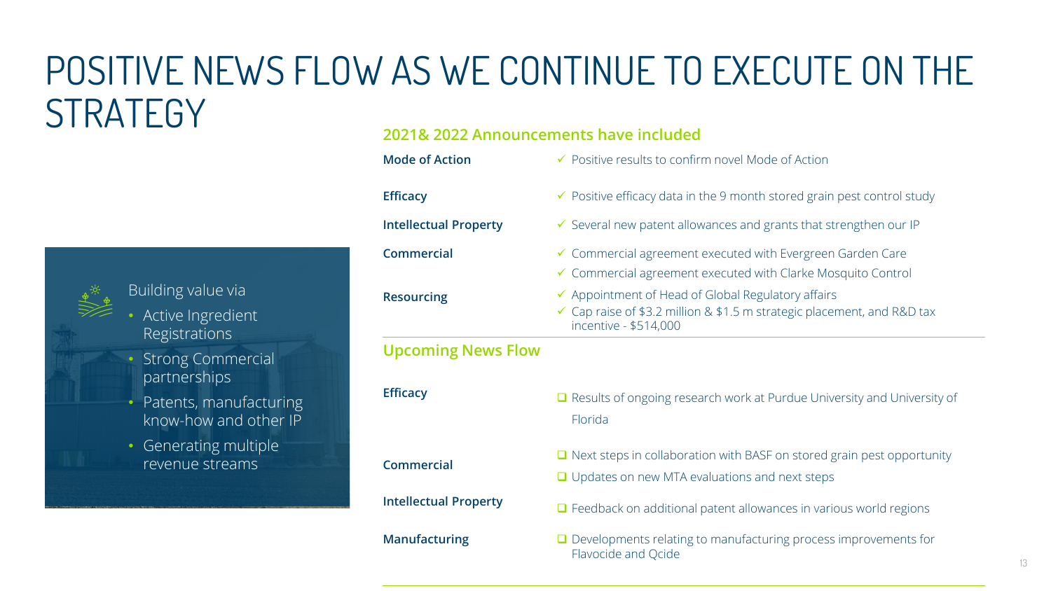# POSITIVE NEWS FLOW AS WE CONTINUE TO EXECUTE ON THE STRATEGY

Building value via

- Active Ingredient Registrations
- Strong Commercial partnerships
- Patents, manufacturing know-how and other IP
- Generating multiple revenue streams

## 2021& 2022 Announcements have included

| | |
|---|---|
| **Mode of Action** | ✓ Positive results to confirm novel Mode of Action |
| **Efficacy** | ✓ Positive efficacy data in the 9 month stored grain pest control study |
| **Intellectual Property** | ✓ Several new patent allowances and grants that strengthen our IP |
| **Commercial** | ✓ Commercial agreement executed with Evergreen Garden Care<br>✓ Commercial agreement executed with Clarke Mosquito Control |
| **Resourcing** | ✓ Appointment of Head of Global Regulatory affairs<br>✓ Cap raise of $3.2 million & $1.5 m strategic placement, and R&D tax incentive - $514,000 |

## Upcoming News Flow

| | |
|---|---|
| **Efficacy** | ❑ Results of ongoing research work at Purdue University and University of Florida |
| **Commercial** | ❑ Next steps in collaboration with BASF on stored grain pest opportunity<br>❑ Updates on new MTA evaluations and next steps |
| **Intellectual Property** | ❑ Feedback on additional patent allowances in various world regions |
| **Manufacturing** | ❑ Developments relating to manufacturing process improvements for Flavocide and Qcide |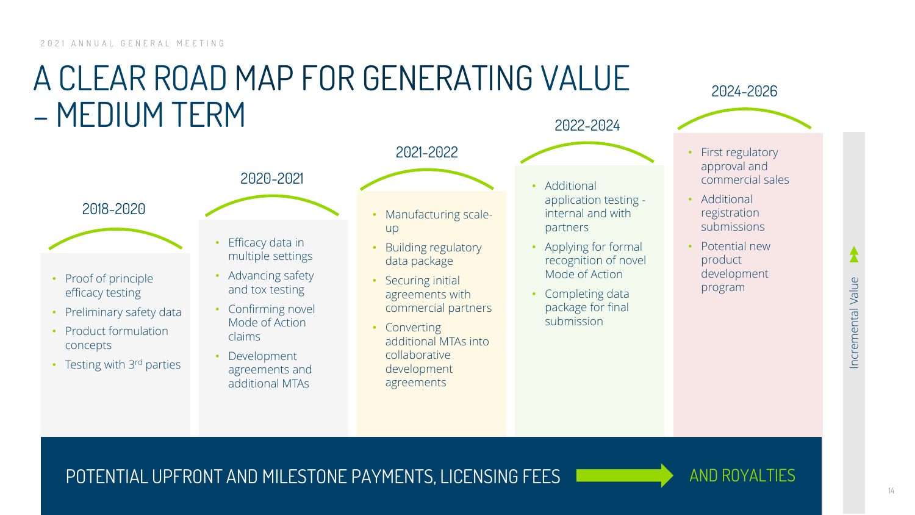# A CLEAR ROAD MAP FOR GENERATING VALUE – MEDIUM TERM

### 2018-2020

- Proof of principle efficacy testing
- Preliminary safety data
- Product formulation concepts
- Testing with 3rd parties

### 2020-2021

- Efficacy data in multiple settings
- Advancing safety and tox testing
- Confirming novel Mode of Action claims
- Development agreements and additional MTAs

### 2021-2022

- Manufacturing scale-up
- Building regulatory data package
- Securing initial agreements with commercial partners
- Converting additional MTAs into collaborative development agreements

### 2022-2024

- Additional application testing - internal and with partners
- Applying for formal recognition of novel Mode of Action
- Completing data package for final submission

### 2024-2026

- First regulatory approval and commercial sales
- Additional registration submissions
- Potential new product development program

Incremental Value

POTENTIAL UPFRONT AND MILESTONE PAYMENTS, LICENSING FEES → AND ROYALTIES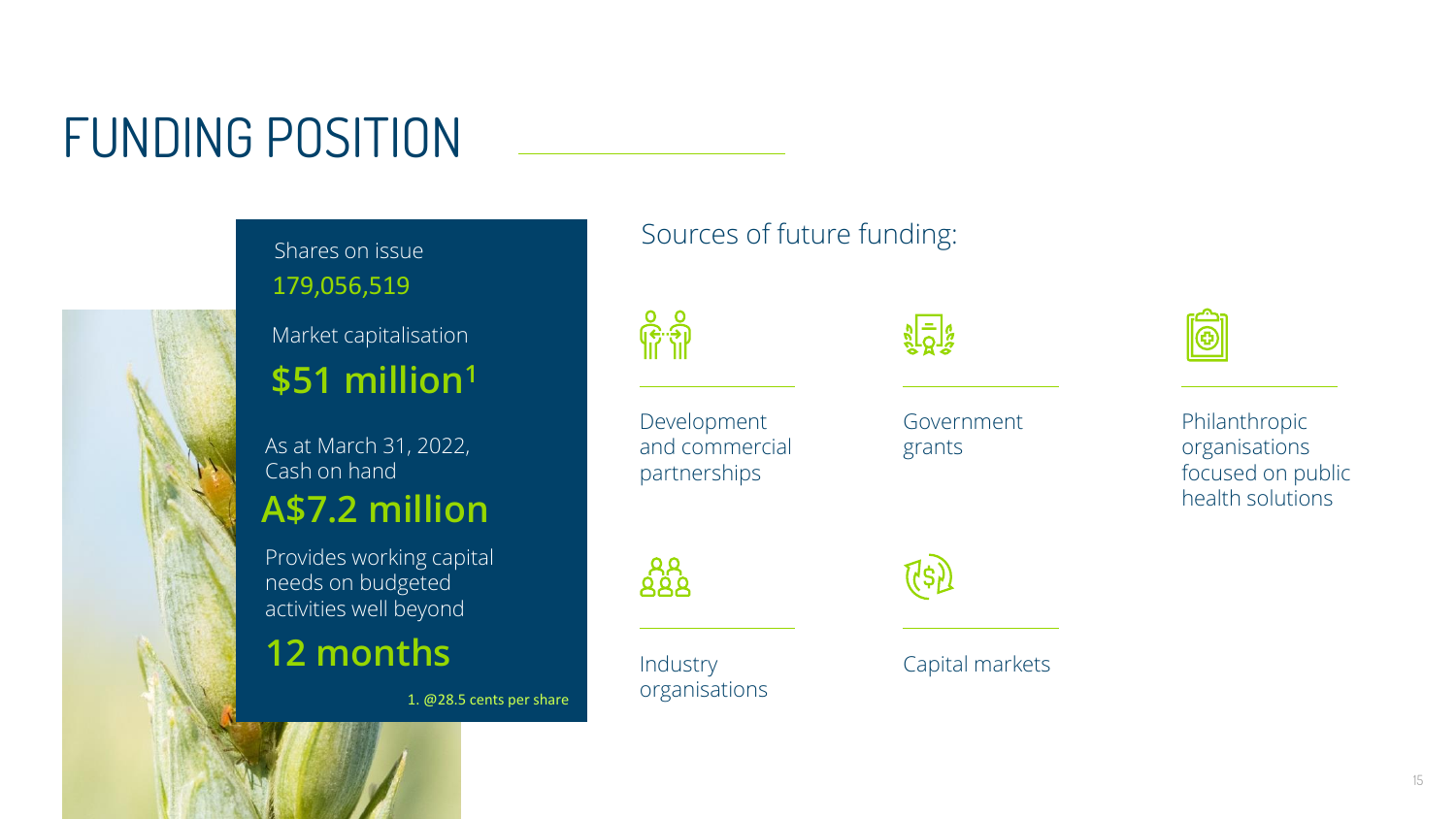# FUNDING POSITION

Shares on issue
179,056,519

Market capitalisation
**$51 million**[1]

As at March 31, 2022, Cash on hand
**A$7.2 million**

Provides working capital needs on budgeted activities well beyond
**12 months**

1. @28.5 cents per share

## Sources of future funding:

- Development and commercial partnerships
- Government grants
- Philanthropic organisations focused on public health solutions
- Industry organisations
- Capital markets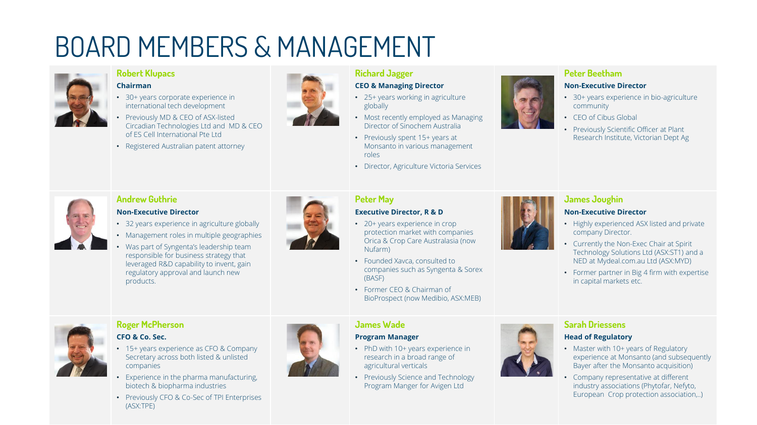# BOARD MEMBERS & MANAGEMENT

### Robert Klupacs

**Chairman**

- 30+ years corporate experience in international tech development
- Previously MD & CEO of ASX-listed Circadian Technologies Ltd and MD & CEO of ES Cell International Pte Ltd
- Registered Australian patent attorney

### Richard Jagger

**CEO & Managing Director**

- 25+ years working in agriculture globally
- Most recently employed as Managing Director of Sinochem Australia
- Previously spent 15+ years at Monsanto in various management roles
- Director, Agriculture Victoria Services

### Peter Beetham

**Non-Executive Director**

- 30+ years experience in bio-agriculture community
- CEO of Cibus Global
- Previously Scientific Officer at Plant Research Institute, Victorian Dept Ag

### Andrew Guthrie

**Non-Executive Director**

- 32 years experience in agriculture globally
- Management roles in multiple geographies
- Was part of Syngenta's leadership team responsible for business strategy that leveraged R&D capability to invent, gain regulatory approval and launch new products.

### Peter May

**Executive Director, R & D**

- 20+ years experience in crop protection market with companies Orica & Crop Care Australasia (now Nufarm)
- Founded Xavca, consulted to companies such as Syngenta & Sorex (BASF)
- Former CEO & Chairman of BioProspect (now Medibio, ASX:MEB)

### James Joughin

**Non-Executive Director**

- Highly experienced ASX listed and private company Director.
- Currently the Non-Exec Chair at Spirit Technology Solutions Ltd (ASX:ST1) and a NED at Mydeal.com.au Ltd (ASX:MYD)
- Former partner in Big 4 firm with expertise in capital markets etc.

### Roger McPherson

**CFO & Co. Sec.**

- 15+ years experience as CFO & Company Secretary across both listed & unlisted companies
- Experience in the pharma manufacturing, biotech & biopharma industries
- Previously CFO & Co-Sec of TPI Enterprises (ASX:TPE)

### James Wade

**Program Manager**

- PhD with 10+ years experience in research in a broad range of agricultural verticals
- Previously Science and Technology Program Manger for Avigen Ltd

### Sarah Driessens

**Head of Regulatory**

- Master with 10+ years of Regulatory experience at Monsanto (and subsequently Bayer after the Monsanto acquisition)
- Company representative at different industry associations (Phytofar, Nefyto, European Crop protection association,..)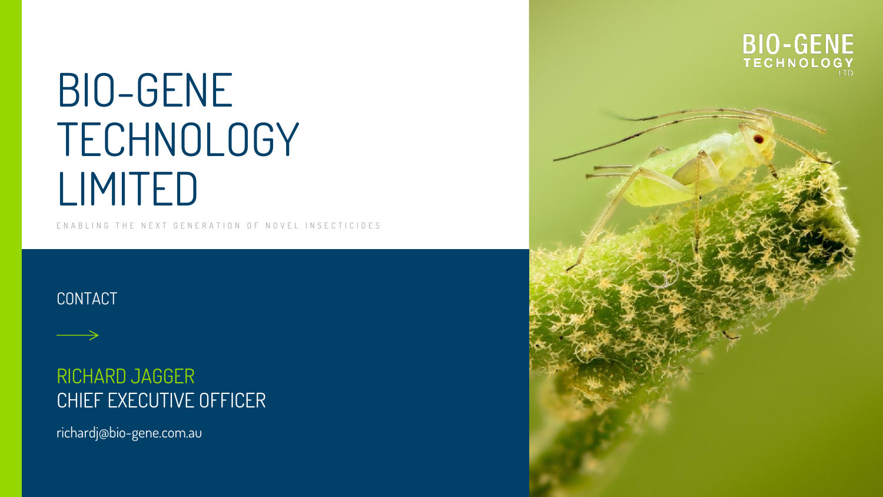# BIO-GENE TECHNOLOGY LIMITED

ENABLING THE NEXT GENERATION OF NOVEL INSECTICIDES

CONTACT

⟶

RICHARD JAGGER
CHIEF EXECUTIVE OFFICER

richardj@bio-gene.com.au